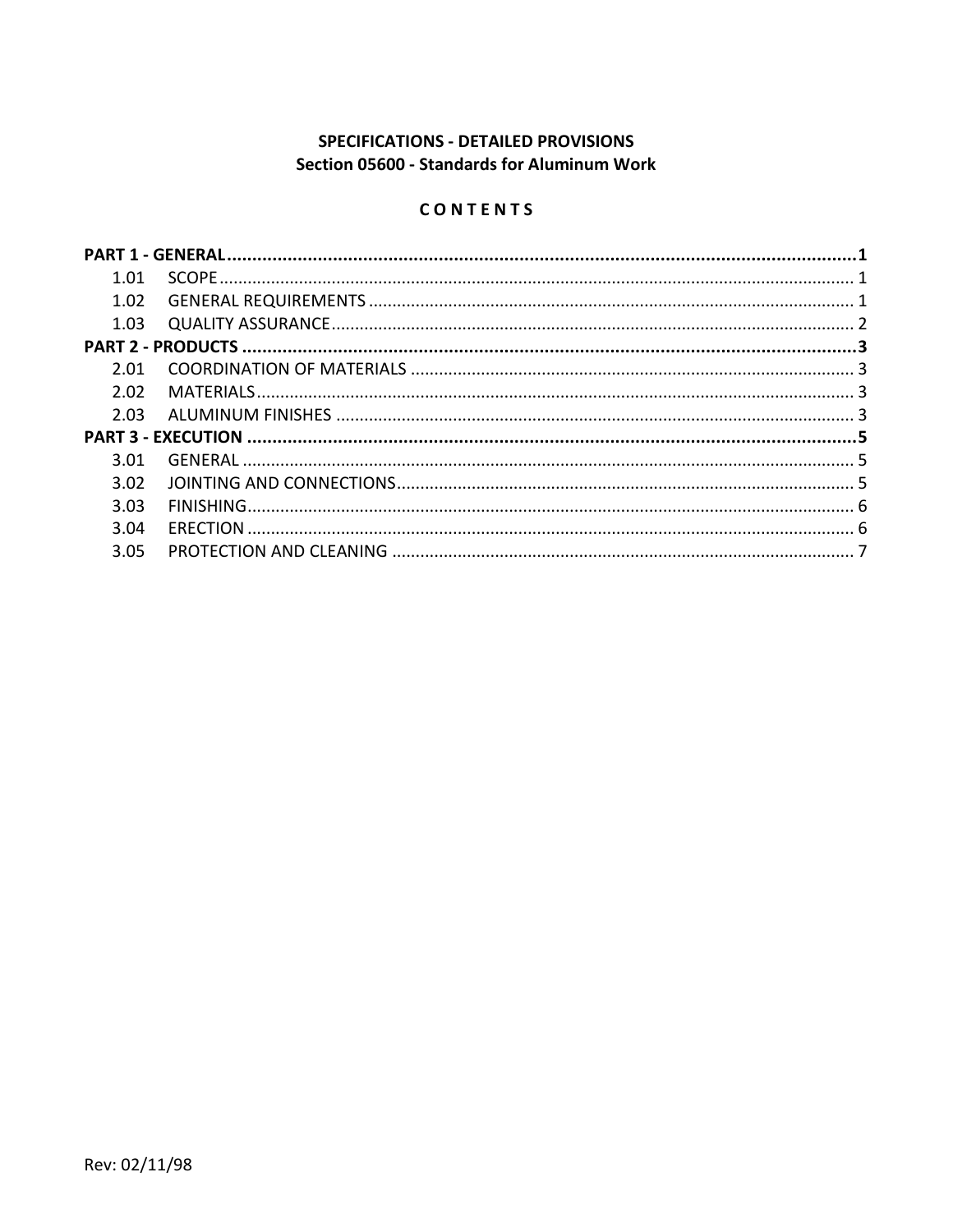**SPECIFICATIONS - DETAILED PROVISIONS**
**Section 05600 - Standards for Aluminum Work**

**C O N T E N T S**

**PART 1 - GENERAL ........................................................................................................................1**

1.01 SCOPE ........................................................................................................................ 1

1.02 GENERAL REQUIREMENTS ........................................................................................ 1

1.03 QUALITY ASSURANCE ............................................................................................... 2

**PART 2 - PRODUCTS .......................................................................................................................3**

2.01 COORDINATION OF MATERIALS ............................................................................... 3

2.02 MATERIALS ................................................................................................................ 3

2.03 ALUMINUM FINISHES ............................................................................................... 3

**PART 3 - EXECUTION .....................................................................................................................5**

3.01 GENERAL ................................................................................................................... 5

3.02 JOINTING AND CONNECTIONS ................................................................................. 5

3.03 FINISHING .................................................................................................................. 6

3.04 ERECTION .................................................................................................................. 6

3.05 PROTECTION AND CLEANING ................................................................................... 7

Rev: 02/11/98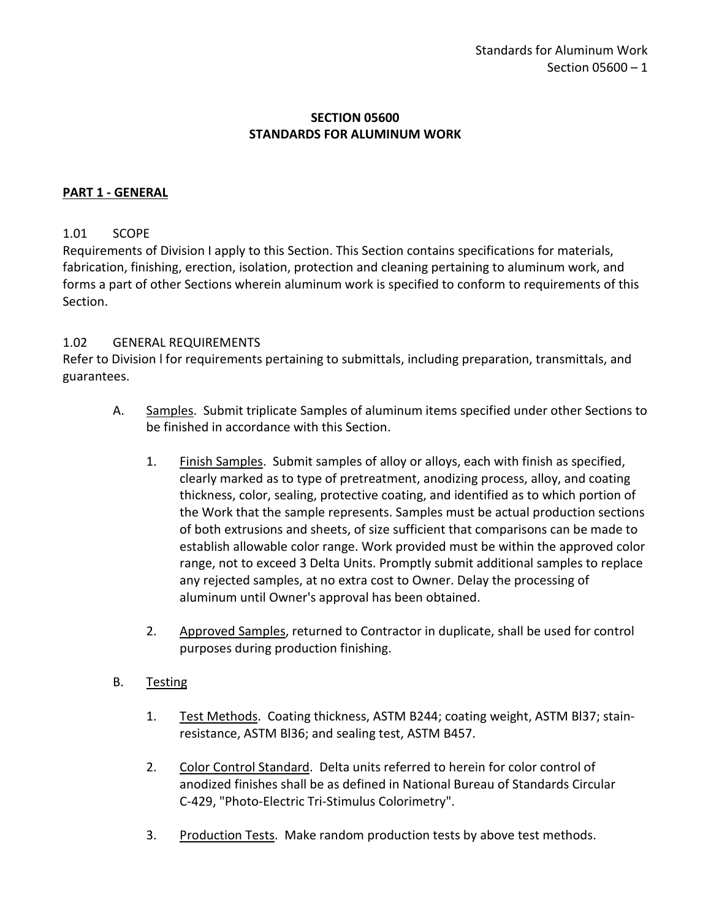## SECTION 05600
## STANDARDS FOR ALUMINUM WORK

### PART 1 - GENERAL

1.01 SCOPE

Requirements of Division I apply to this Section. This Section contains specifications for materials, fabrication, finishing, erection, isolation, protection and cleaning pertaining to aluminum work, and forms a part of other Sections wherein aluminum work is specified to conform to requirements of this Section.

1.02 GENERAL REQUIREMENTS

Refer to Division l for requirements pertaining to submittals, including preparation, transmittals, and guarantees.

A. Samples. Submit triplicate Samples of aluminum items specified under other Sections to be finished in accordance with this Section.

   1. Finish Samples. Submit samples of alloy or alloys, each with finish as specified, clearly marked as to type of pretreatment, anodizing process, alloy, and coating thickness, color, sealing, protective coating, and identified as to which portion of the Work that the sample represents. Samples must be actual production sections of both extrusions and sheets, of size sufficient that comparisons can be made to establish allowable color range. Work provided must be within the approved color range, not to exceed 3 Delta Units. Promptly submit additional samples to replace any rejected samples, at no extra cost to Owner. Delay the processing of aluminum until Owner's approval has been obtained.

   2. Approved Samples, returned to Contractor in duplicate, shall be used for control purposes during production finishing.

B. Testing

   1. Test Methods. Coating thickness, ASTM B244; coating weight, ASTM Bl37; stain-resistance, ASTM Bl36; and sealing test, ASTM B457.

   2. Color Control Standard. Delta units referred to herein for color control of anodized finishes shall be as defined in National Bureau of Standards Circular C-429, "Photo-Electric Tri-Stimulus Colorimetry".

   3. Production Tests. Make random production tests by above test methods.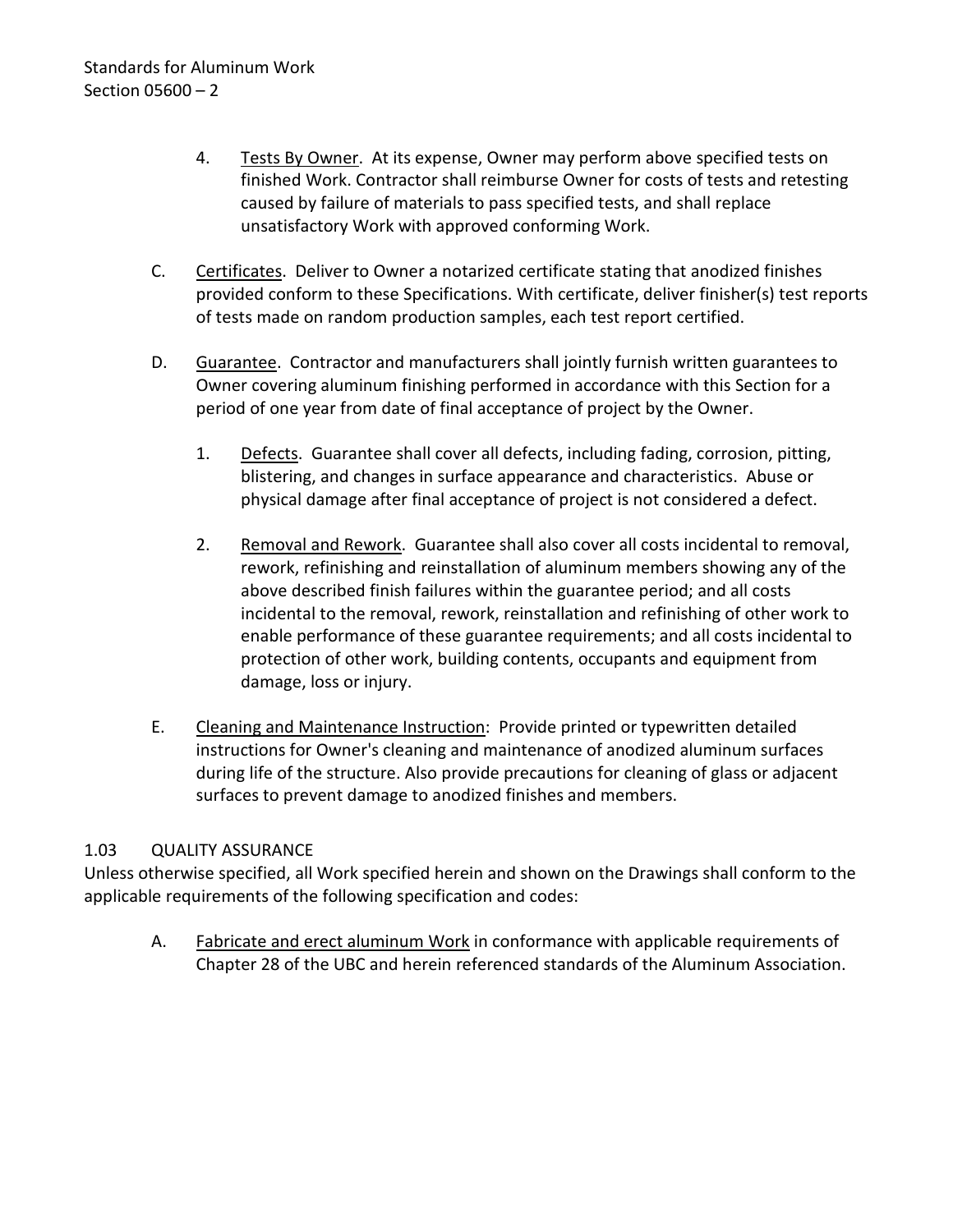4. Tests By Owner. At its expense, Owner may perform above specified tests on finished Work. Contractor shall reimburse Owner for costs of tests and retesting caused by failure of materials to pass specified tests, and shall replace unsatisfactory Work with approved conforming Work.

C. Certificates. Deliver to Owner a notarized certificate stating that anodized finishes provided conform to these Specifications. With certificate, deliver finisher(s) test reports of tests made on random production samples, each test report certified.

D. Guarantee. Contractor and manufacturers shall jointly furnish written guarantees to Owner covering aluminum finishing performed in accordance with this Section for a period of one year from date of final acceptance of project by the Owner.

   1. Defects. Guarantee shall cover all defects, including fading, corrosion, pitting, blistering, and changes in surface appearance and characteristics. Abuse or physical damage after final acceptance of project is not considered a defect.

   2. Removal and Rework. Guarantee shall also cover all costs incidental to removal, rework, refinishing and reinstallation of aluminum members showing any of the above described finish failures within the guarantee period; and all costs incidental to the removal, rework, reinstallation and refinishing of other work to enable performance of these guarantee requirements; and all costs incidental to protection of other work, building contents, occupants and equipment from damage, loss or injury.

E. Cleaning and Maintenance Instruction: Provide printed or typewritten detailed instructions for Owner's cleaning and maintenance of anodized aluminum surfaces during life of the structure. Also provide precautions for cleaning of glass or adjacent surfaces to prevent damage to anodized finishes and members.

## 1.03 QUALITY ASSURANCE

Unless otherwise specified, all Work specified herein and shown on the Drawings shall conform to the applicable requirements of the following specification and codes:

A. Fabricate and erect aluminum Work in conformance with applicable requirements of Chapter 28 of the UBC and herein referenced standards of the Aluminum Association.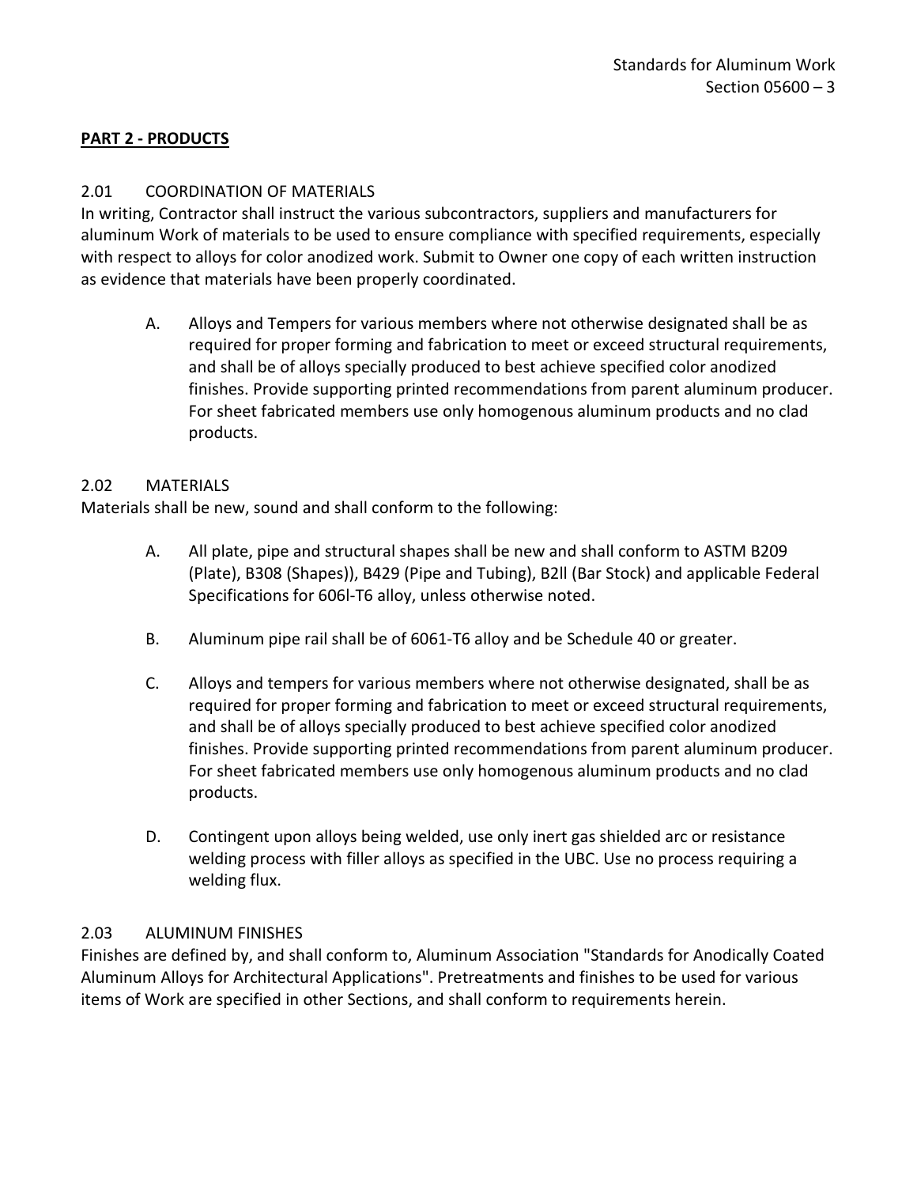## PART 2 - PRODUCTS

### 2.01 COORDINATION OF MATERIALS

In writing, Contractor shall instruct the various subcontractors, suppliers and manufacturers for aluminum Work of materials to be used to ensure compliance with specified requirements, especially with respect to alloys for color anodized work. Submit to Owner one copy of each written instruction as evidence that materials have been properly coordinated.

A. Alloys and Tempers for various members where not otherwise designated shall be as required for proper forming and fabrication to meet or exceed structural requirements, and shall be of alloys specially produced to best achieve specified color anodized finishes. Provide supporting printed recommendations from parent aluminum producer. For sheet fabricated members use only homogenous aluminum products and no clad products.

### 2.02 MATERIALS

Materials shall be new, sound and shall conform to the following:

A. All plate, pipe and structural shapes shall be new and shall conform to ASTM B209 (Plate), B308 (Shapes)), B429 (Pipe and Tubing), B2ll (Bar Stock) and applicable Federal Specifications for 606l-T6 alloy, unless otherwise noted.

B. Aluminum pipe rail shall be of 6061-T6 alloy and be Schedule 40 or greater.

C. Alloys and tempers for various members where not otherwise designated, shall be as required for proper forming and fabrication to meet or exceed structural requirements, and shall be of alloys specially produced to best achieve specified color anodized finishes. Provide supporting printed recommendations from parent aluminum producer. For sheet fabricated members use only homogenous aluminum products and no clad products.

D. Contingent upon alloys being welded, use only inert gas shielded arc or resistance welding process with filler alloys as specified in the UBC. Use no process requiring a welding flux.

### 2.03 ALUMINUM FINISHES

Finishes are defined by, and shall conform to, Aluminum Association "Standards for Anodically Coated Aluminum Alloys for Architectural Applications". Pretreatments and finishes to be used for various items of Work are specified in other Sections, and shall conform to requirements herein.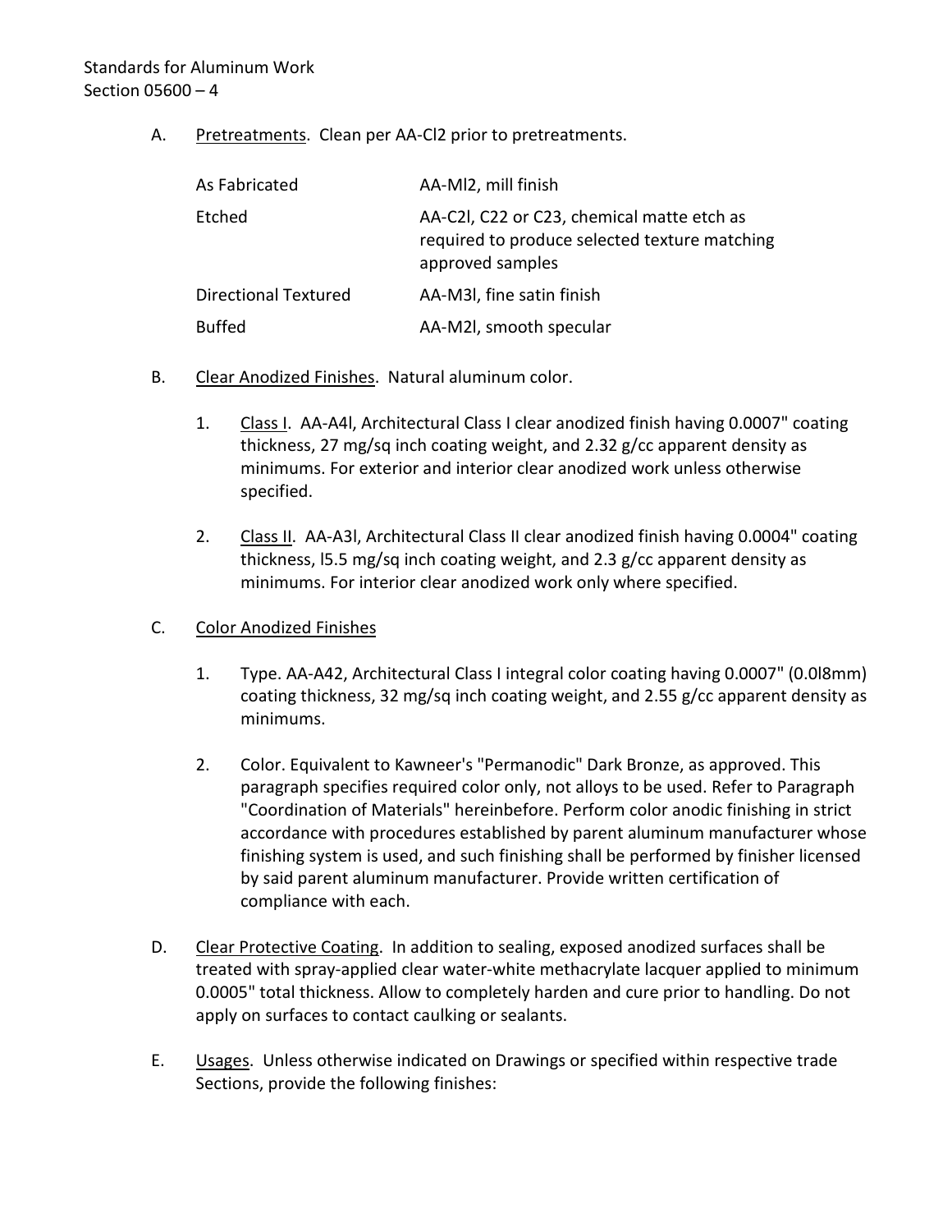A. Pretreatments. Clean per AA-Cl2 prior to pretreatments.

| | |
|---|---|
| As Fabricated | AA-Ml2, mill finish |
| Etched | AA-C2l, C22 or C23, chemical matte etch as required to produce selected texture matching approved samples |
| Directional Textured | AA-M3l, fine satin finish |
| Buffed | AA-M2l, smooth specular |

B. Clear Anodized Finishes. Natural aluminum color.

1. Class I. AA-A4l, Architectural Class I clear anodized finish having 0.0007" coating thickness, 27 mg/sq inch coating weight, and 2.32 g/cc apparent density as minimums. For exterior and interior clear anodized work unless otherwise specified.

2. Class II. AA-A3l, Architectural Class II clear anodized finish having 0.0004" coating thickness, l5.5 mg/sq inch coating weight, and 2.3 g/cc apparent density as minimums. For interior clear anodized work only where specified.

C. Color Anodized Finishes

1. Type. AA-A42, Architectural Class I integral color coating having 0.0007" (0.0l8mm) coating thickness, 32 mg/sq inch coating weight, and 2.55 g/cc apparent density as minimums.

2. Color. Equivalent to Kawneer's "Permanodic" Dark Bronze, as approved. This paragraph specifies required color only, not alloys to be used. Refer to Paragraph "Coordination of Materials" hereinbefore. Perform color anodic finishing in strict accordance with procedures established by parent aluminum manufacturer whose finishing system is used, and such finishing shall be performed by finisher licensed by said parent aluminum manufacturer. Provide written certification of compliance with each.

D. Clear Protective Coating. In addition to sealing, exposed anodized surfaces shall be treated with spray-applied clear water-white methacrylate lacquer applied to minimum 0.0005" total thickness. Allow to completely harden and cure prior to handling. Do not apply on surfaces to contact caulking or sealants.

E. Usages. Unless otherwise indicated on Drawings or specified within respective trade Sections, provide the following finishes: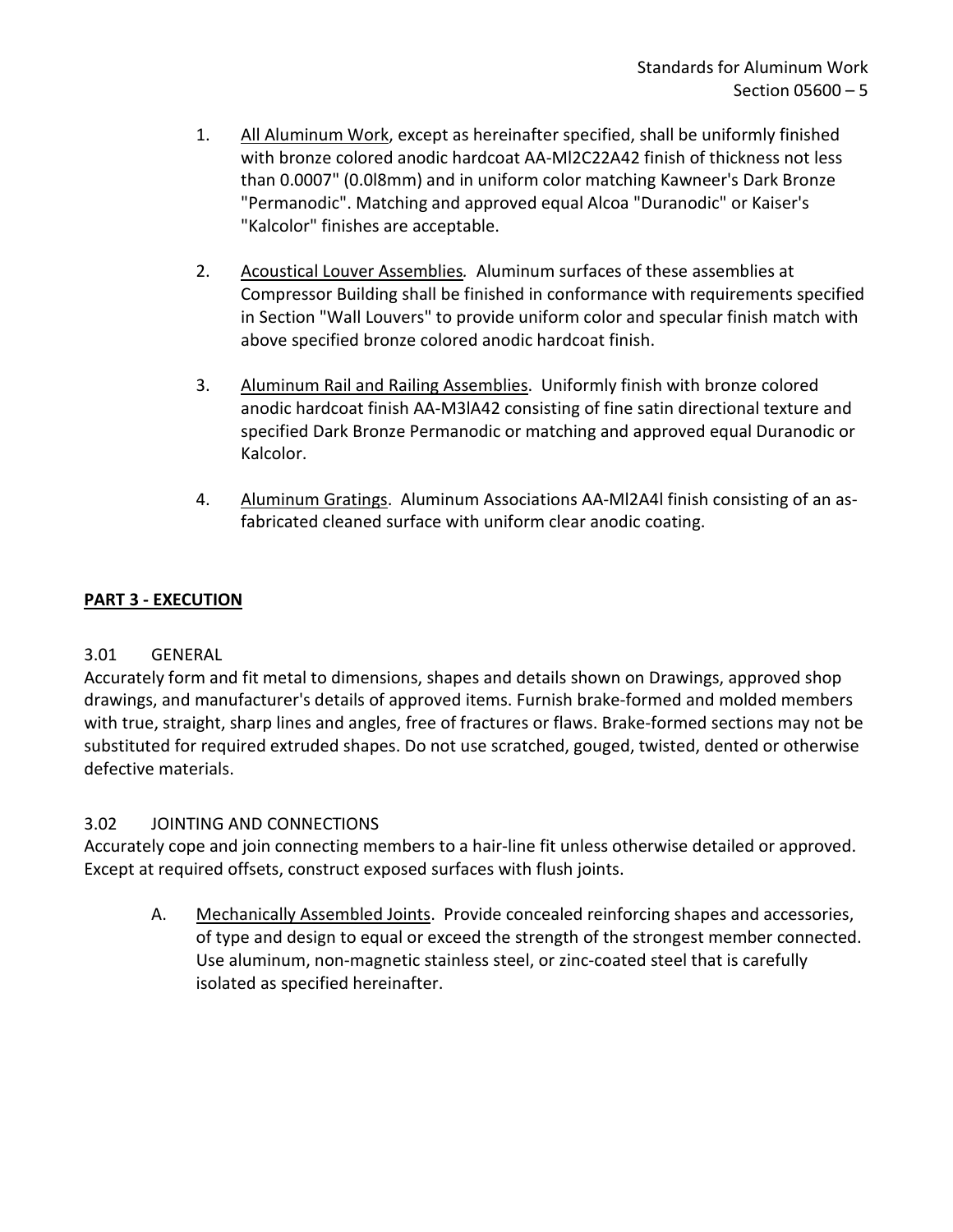1. <u>All Aluminum Work</u>, except as hereinafter specified, shall be uniformly finished with bronze colored anodic hardcoat AA-Ml2C22A42 finish of thickness not less than 0.0007" (0.0l8mm) and in uniform color matching Kawneer's Dark Bronze "Permanodic". Matching and approved equal Alcoa "Duranodic" or Kaiser's "Kalcolor" finishes are acceptable.

2. <u>Acoustical Louver Assemblies</u>. Aluminum surfaces of these assemblies at Compressor Building shall be finished in conformance with requirements specified in Section "Wall Louvers" to provide uniform color and specular finish match with above specified bronze colored anodic hardcoat finish.

3. <u>Aluminum Rail and Railing Assemblies</u>. Uniformly finish with bronze colored anodic hardcoat finish AA-M3lA42 consisting of fine satin directional texture and specified Dark Bronze Permanodic or matching and approved equal Duranodic or Kalcolor.

4. <u>Aluminum Gratings</u>. Aluminum Associations AA-Ml2A4l finish consisting of an as-fabricated cleaned surface with uniform clear anodic coating.

## PART 3 - EXECUTION

### 3.01 GENERAL

Accurately form and fit metal to dimensions, shapes and details shown on Drawings, approved shop drawings, and manufacturer's details of approved items. Furnish brake-formed and molded members with true, straight, sharp lines and angles, free of fractures or flaws. Brake-formed sections may not be substituted for required extruded shapes. Do not use scratched, gouged, twisted, dented or otherwise defective materials.

### 3.02 JOINTING AND CONNECTIONS

Accurately cope and join connecting members to a hair-line fit unless otherwise detailed or approved. Except at required offsets, construct exposed surfaces with flush joints.

A. <u>Mechanically Assembled Joints</u>. Provide concealed reinforcing shapes and accessories, of type and design to equal or exceed the strength of the strongest member connected. Use aluminum, non-magnetic stainless steel, or zinc-coated steel that is carefully isolated as specified hereinafter.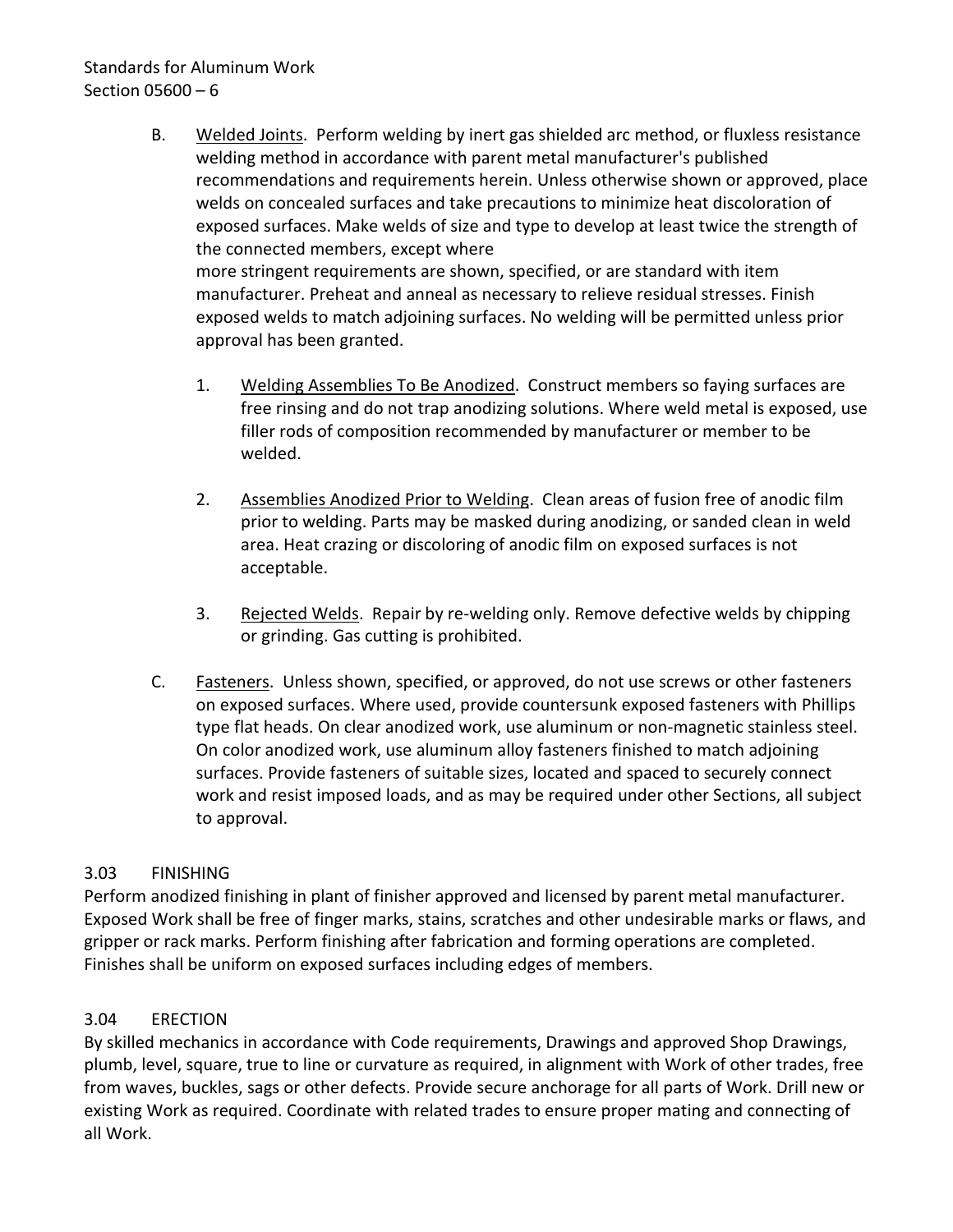B. Welded Joints. Perform welding by inert gas shielded arc method, or fluxless resistance welding method in accordance with parent metal manufacturer's published recommendations and requirements herein. Unless otherwise shown or approved, place welds on concealed surfaces and take precautions to minimize heat discoloration of exposed surfaces. Make welds of size and type to develop at least twice the strength of the connected members, except where more stringent requirements are shown, specified, or are standard with item manufacturer. Preheat and anneal as necessary to relieve residual stresses. Finish exposed welds to match adjoining surfaces. No welding will be permitted unless prior approval has been granted.

1. Welding Assemblies To Be Anodized. Construct members so faying surfaces are free rinsing and do not trap anodizing solutions. Where weld metal is exposed, use filler rods of composition recommended by manufacturer or member to be welded.

2. Assemblies Anodized Prior to Welding. Clean areas of fusion free of anodic film prior to welding. Parts may be masked during anodizing, or sanded clean in weld area. Heat crazing or discoloring of anodic film on exposed surfaces is not acceptable.

3. Rejected Welds. Repair by re-welding only. Remove defective welds by chipping or grinding. Gas cutting is prohibited.

C. Fasteners. Unless shown, specified, or approved, do not use screws or other fasteners on exposed surfaces. Where used, provide countersunk exposed fasteners with Phillips type flat heads. On clear anodized work, use aluminum or non-magnetic stainless steel. On color anodized work, use aluminum alloy fasteners finished to match adjoining surfaces. Provide fasteners of suitable sizes, located and spaced to securely connect work and resist imposed loads, and as may be required under other Sections, all subject to approval.

## 3.03 FINISHING

Perform anodized finishing in plant of finisher approved and licensed by parent metal manufacturer. Exposed Work shall be free of finger marks, stains, scratches and other undesirable marks or flaws, and gripper or rack marks. Perform finishing after fabrication and forming operations are completed. Finishes shall be uniform on exposed surfaces including edges of members.

## 3.04 ERECTION

By skilled mechanics in accordance with Code requirements, Drawings and approved Shop Drawings, plumb, level, square, true to line or curvature as required, in alignment with Work of other trades, free from waves, buckles, sags or other defects. Provide secure anchorage for all parts of Work. Drill new or existing Work as required. Coordinate with related trades to ensure proper mating and connecting of all Work.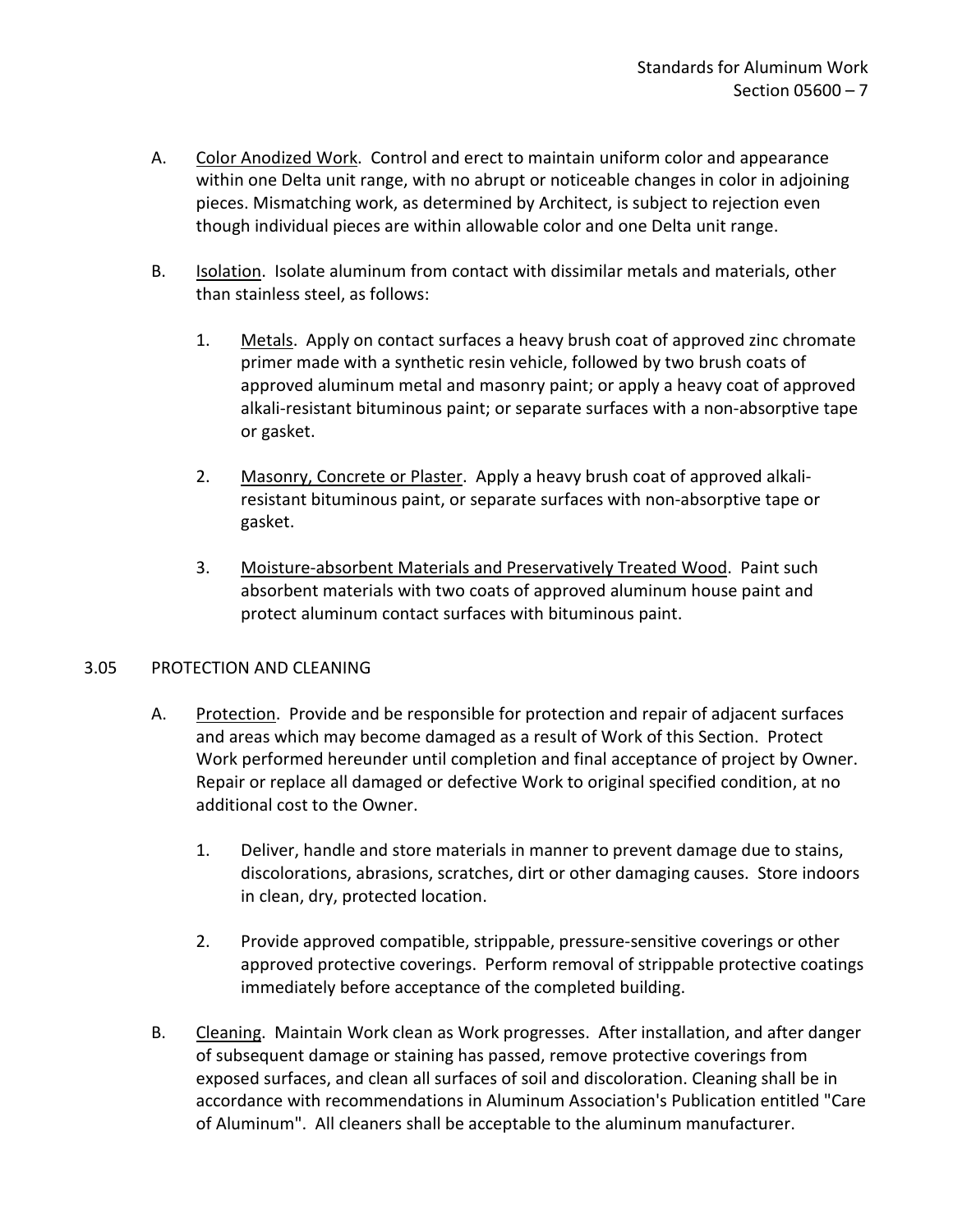A. <u>Color Anodized Work</u>. Control and erect to maintain uniform color and appearance within one Delta unit range, with no abrupt or noticeable changes in color in adjoining pieces. Mismatching work, as determined by Architect, is subject to rejection even though individual pieces are within allowable color and one Delta unit range.

B. <u>Isolation</u>. Isolate aluminum from contact with dissimilar metals and materials, other than stainless steel, as follows:

   1. <u>Metals</u>. Apply on contact surfaces a heavy brush coat of approved zinc chromate primer made with a synthetic resin vehicle, followed by two brush coats of approved aluminum metal and masonry paint; or apply a heavy coat of approved alkali-resistant bituminous paint; or separate surfaces with a non-absorptive tape or gasket.

   2. <u>Masonry, Concrete or Plaster</u>. Apply a heavy brush coat of approved alkali-resistant bituminous paint, or separate surfaces with non-absorptive tape or gasket.

   3. <u>Moisture-absorbent Materials and Preservatively Treated Wood</u>. Paint such absorbent materials with two coats of approved aluminum house paint and protect aluminum contact surfaces with bituminous paint.

## 3.05 PROTECTION AND CLEANING

A. <u>Protection</u>. Provide and be responsible for protection and repair of adjacent surfaces and areas which may become damaged as a result of Work of this Section. Protect Work performed hereunder until completion and final acceptance of project by Owner. Repair or replace all damaged or defective Work to original specified condition, at no additional cost to the Owner.

   1. Deliver, handle and store materials in manner to prevent damage due to stains, discolorations, abrasions, scratches, dirt or other damaging causes. Store indoors in clean, dry, protected location.

   2. Provide approved compatible, strippable, pressure-sensitive coverings or other approved protective coverings. Perform removal of strippable protective coatings immediately before acceptance of the completed building.

B. <u>Cleaning</u>. Maintain Work clean as Work progresses. After installation, and after danger of subsequent damage or staining has passed, remove protective coverings from exposed surfaces, and clean all surfaces of soil and discoloration. Cleaning shall be in accordance with recommendations in Aluminum Association's Publication entitled "Care of Aluminum". All cleaners shall be acceptable to the aluminum manufacturer.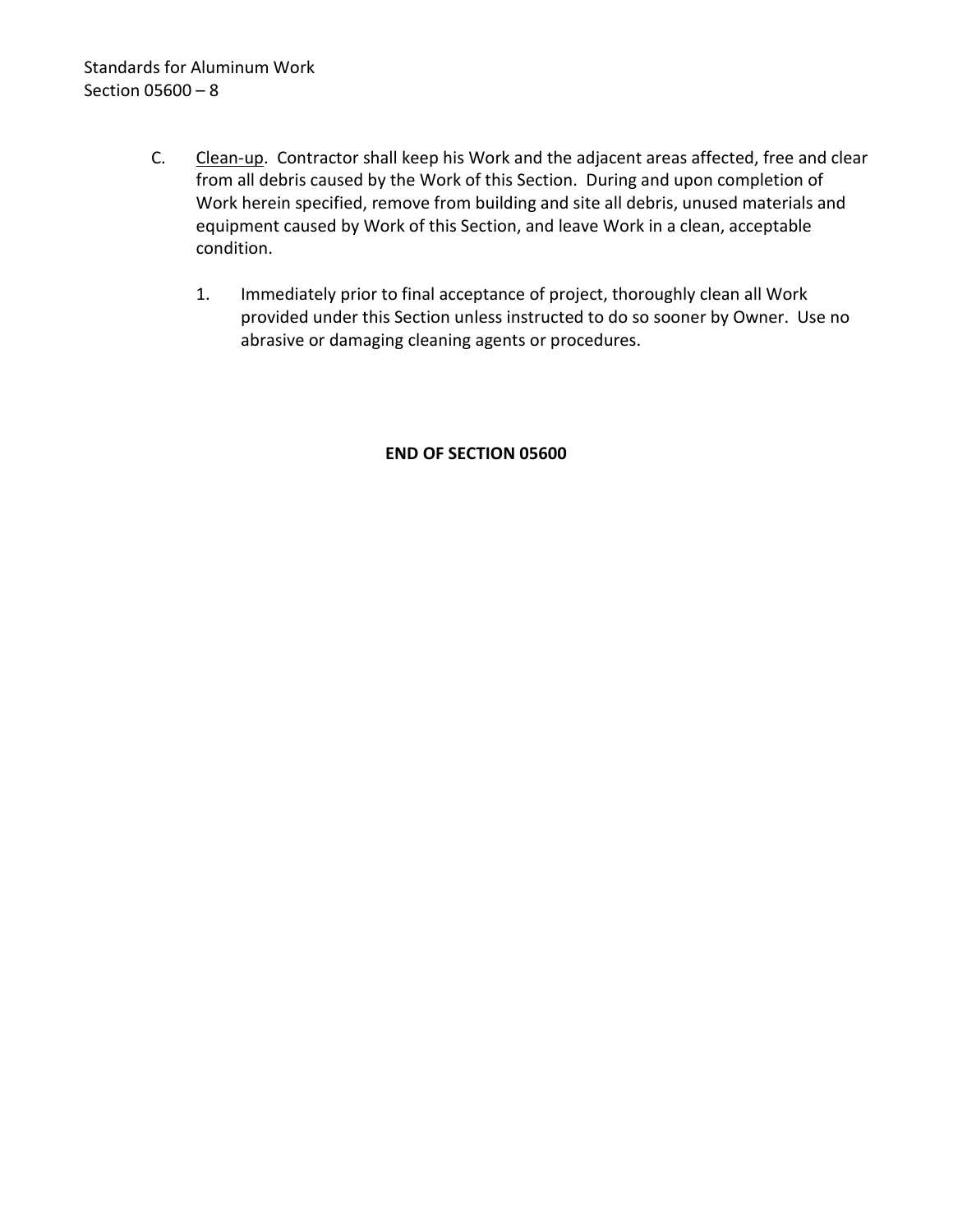C. Clean-up. Contractor shall keep his Work and the adjacent areas affected, free and clear from all debris caused by the Work of this Section. During and upon completion of Work herein specified, remove from building and site all debris, unused materials and equipment caused by Work of this Section, and leave Work in a clean, acceptable condition.

1. Immediately prior to final acceptance of project, thoroughly clean all Work provided under this Section unless instructed to do so sooner by Owner. Use no abrasive or damaging cleaning agents or procedures.

**END OF SECTION 05600**